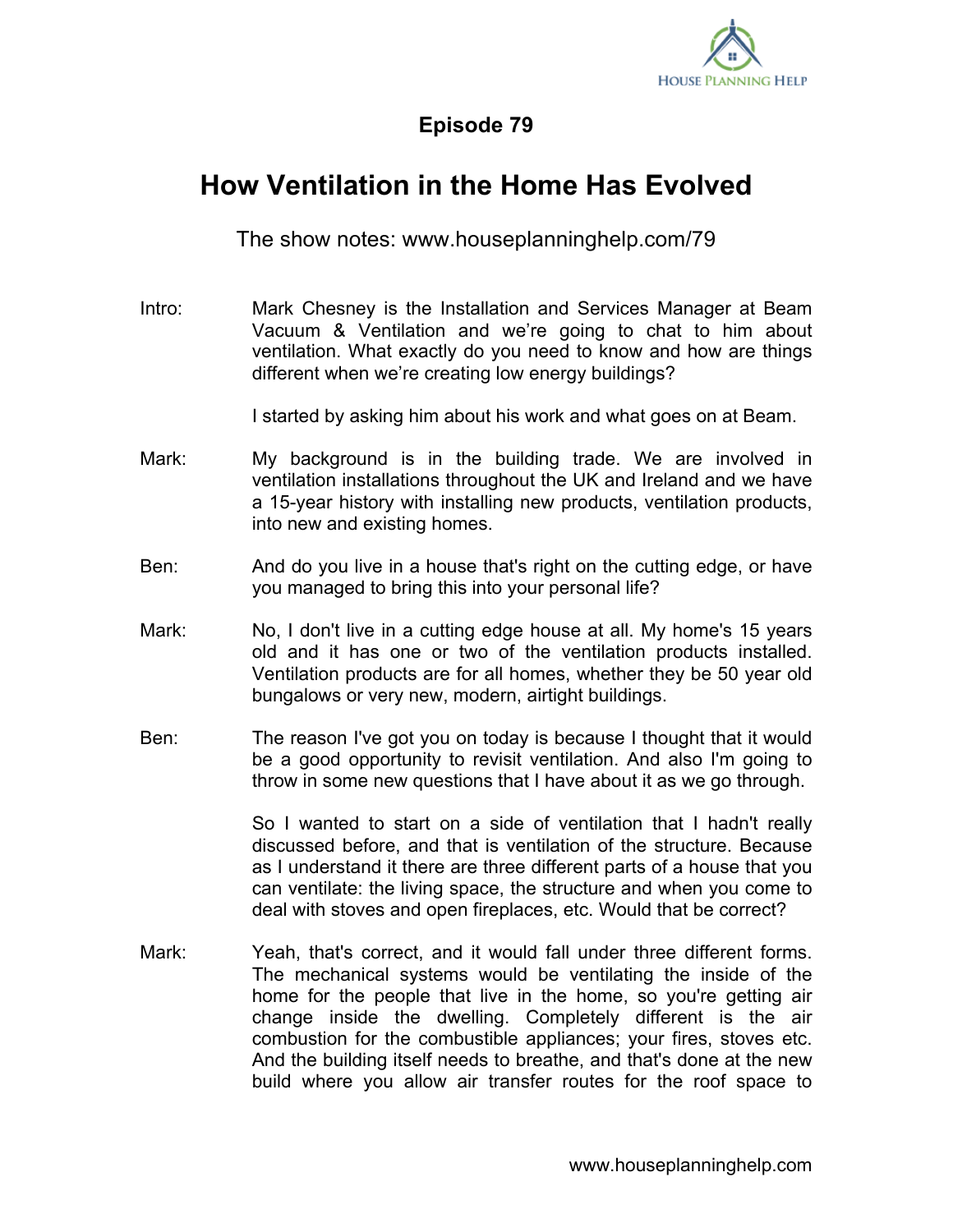# Episode 79

## How Ventilation in the Home Has Evolved

The show notes: www.houseplanninghelp.com/79

Intro: Mark Chesney is the Installation and Services Manager at Beam Vacuum & Ventilation and we're going to chat to him about ventilation. What exactly do you need to know and how are things different when we're creating low energy buildings?

I started by asking him about his work and what goes on at Beam.

Mark: My background is in the building trade. We are involved in ventilation installations throughout the UK and Ireland and we have a 15-year history with installing new products, ventilation products, into new and existing homes.

Ben: And do you live in a house that's right on the cutting edge, or have you managed to bring this into your personal life?

Mark: No, I don't live in a cutting edge house at all. My home's 15 years old and it has one or two of the ventilation products installed. Ventilation products are for all homes, whether they be 50 year old bungalows or very new, modern, airtight buildings.

Ben: The reason I've got you on today is because I thought that it would be a good opportunity to revisit ventilation. And also I'm going to throw in some new questions that I have about it as we go through.

So I wanted to start on a side of ventilation that I hadn't really discussed before, and that is ventilation of the structure. Because as I understand it there are three different parts of a house that you can ventilate: the living space, the structure and when you come to deal with stoves and open fireplaces, etc. Would that be correct?

Mark: Yeah, that's correct, and it would fall under three different forms. The mechanical systems would be ventilating the inside of the home for the people that live in the home, so you're getting air change inside the dwelling. Completely different is the air combustion for the combustible appliances; your fires, stoves etc. And the building itself needs to breathe, and that's done at the new build where you allow air transfer routes for the roof space to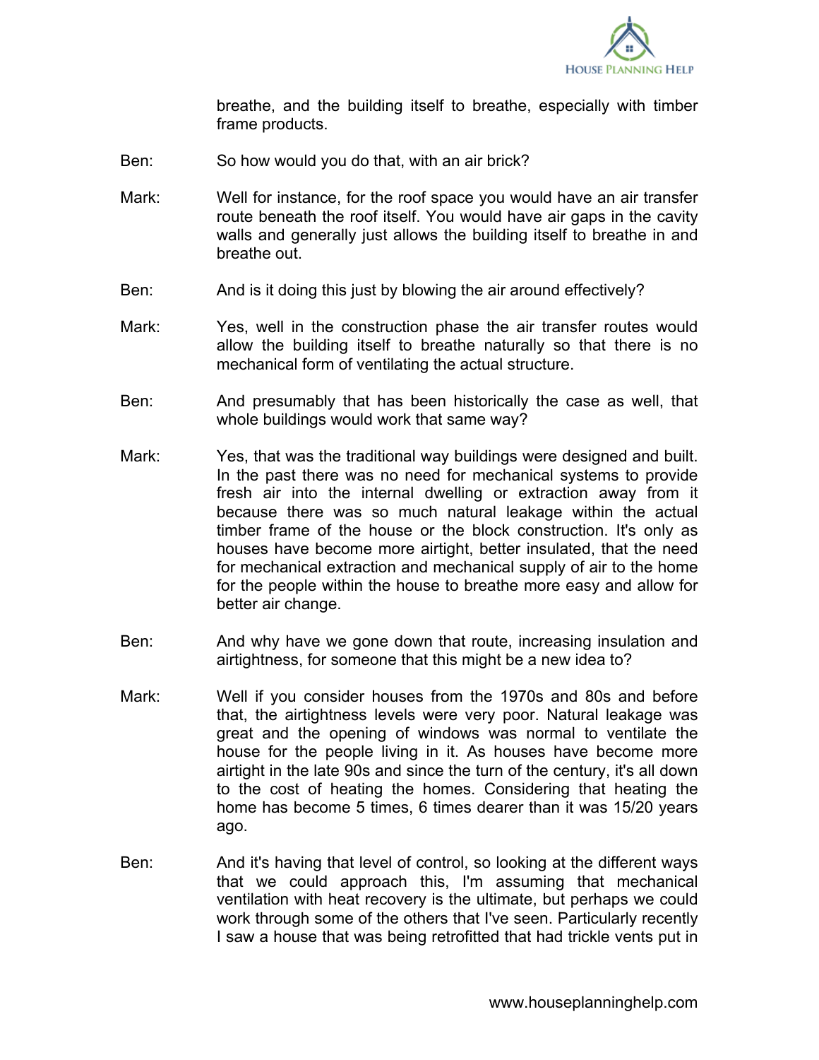breathe, and the building itself to breathe, especially with timber frame products.

Ben: So how would you do that, with an air brick?

Mark: Well for instance, for the roof space you would have an air transfer route beneath the roof itself. You would have air gaps in the cavity walls and generally just allows the building itself to breathe in and breathe out.

Ben: And is it doing this just by blowing the air around effectively?

Mark: Yes, well in the construction phase the air transfer routes would allow the building itself to breathe naturally so that there is no mechanical form of ventilating the actual structure.

Ben: And presumably that has been historically the case as well, that whole buildings would work that same way?

Mark: Yes, that was the traditional way buildings were designed and built. In the past there was no need for mechanical systems to provide fresh air into the internal dwelling or extraction away from it because there was so much natural leakage within the actual timber frame of the house or the block construction. It's only as houses have become more airtight, better insulated, that the need for mechanical extraction and mechanical supply of air to the home for the people within the house to breathe more easy and allow for better air change.

Ben: And why have we gone down that route, increasing insulation and airtightness, for someone that this might be a new idea to?

Mark: Well if you consider houses from the 1970s and 80s and before that, the airtightness levels were very poor. Natural leakage was great and the opening of windows was normal to ventilate the house for the people living in it. As houses have become more airtight in the late 90s and since the turn of the century, it's all down to the cost of heating the homes. Considering that heating the home has become 5 times, 6 times dearer than it was 15/20 years ago.

Ben: And it's having that level of control, so looking at the different ways that we could approach this, I'm assuming that mechanical ventilation with heat recovery is the ultimate, but perhaps we could work through some of the others that I've seen. Particularly recently I saw a house that was being retrofitted that had trickle vents put in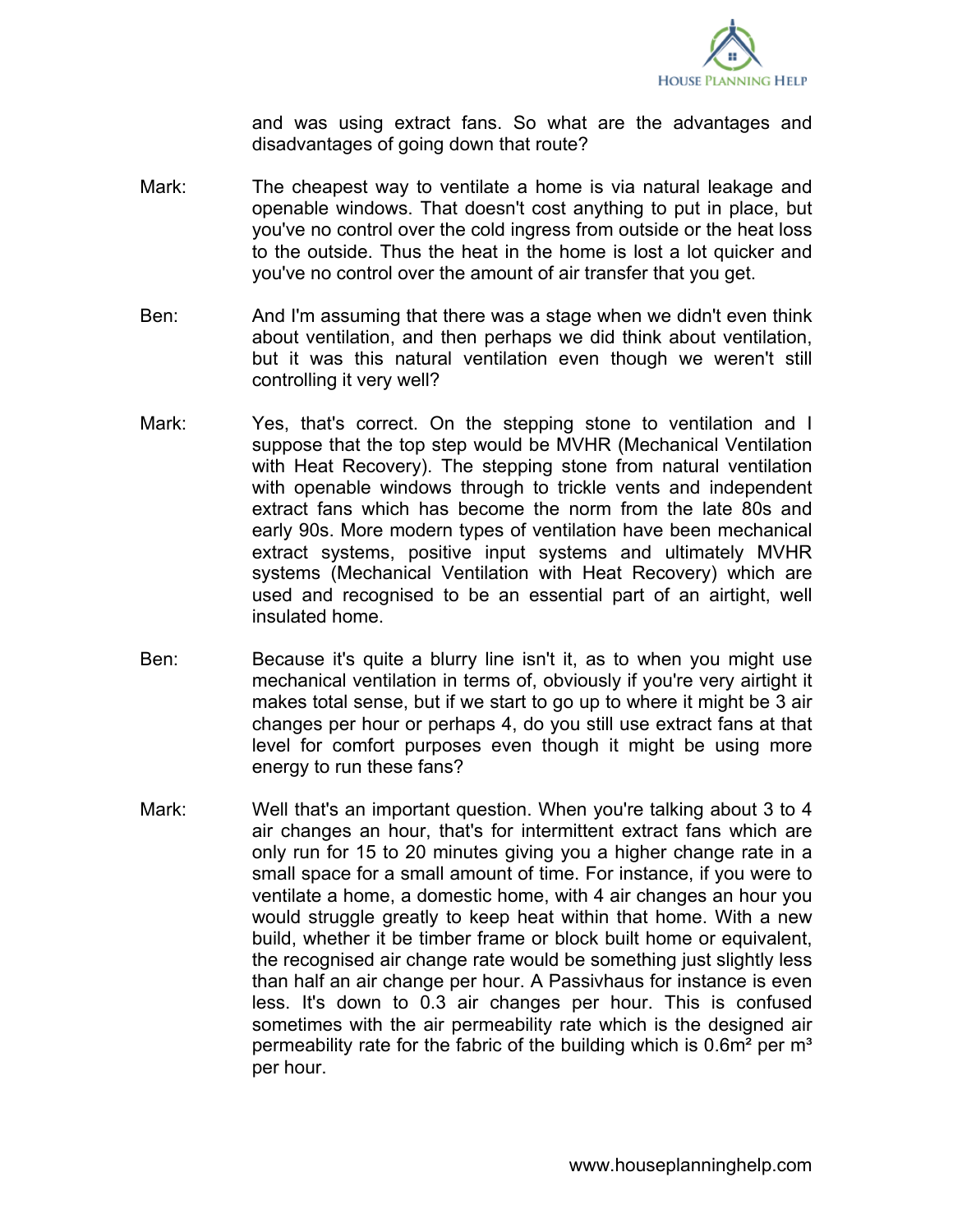and was using extract fans. So what are the advantages and disadvantages of going down that route?

**Mark:** The cheapest way to ventilate a home is via natural leakage and openable windows. That doesn't cost anything to put in place, but you've no control over the cold ingress from outside or the heat loss to the outside. Thus the heat in the home is lost a lot quicker and you've no control over the amount of air transfer that you get.

**Ben:** And I'm assuming that there was a stage when we didn't even think about ventilation, and then perhaps we did think about ventilation, but it was this natural ventilation even though we weren't still controlling it very well?

**Mark:** Yes, that's correct. On the stepping stone to ventilation and I suppose that the top step would be MVHR (Mechanical Ventilation with Heat Recovery). The stepping stone from natural ventilation with openable windows through to trickle vents and independent extract fans which has become the norm from the late 80s and early 90s. More modern types of ventilation have been mechanical extract systems, positive input systems and ultimately MVHR systems (Mechanical Ventilation with Heat Recovery) which are used and recognised to be an essential part of an airtight, well insulated home.

**Ben:** Because it's quite a blurry line isn't it, as to when you might use mechanical ventilation in terms of, obviously if you're very airtight it makes total sense, but if we start to go up to where it might be 3 air changes per hour or perhaps 4, do you still use extract fans at that level for comfort purposes even though it might be using more energy to run these fans?

**Mark:** Well that's an important question. When you're talking about 3 to 4 air changes an hour, that's for intermittent extract fans which are only run for 15 to 20 minutes giving you a higher change rate in a small space for a small amount of time. For instance, if you were to ventilate a home, a domestic home, with 4 air changes an hour you would struggle greatly to keep heat within that home. With a new build, whether it be timber frame or block built home or equivalent, the recognised air change rate would be something just slightly less than half an air change per hour. A Passivhaus for instance is even less. It's down to 0.3 air changes per hour. This is confused sometimes with the air permeability rate which is the designed air permeability rate for the fabric of the building which is 0.6m² per m³ per hour.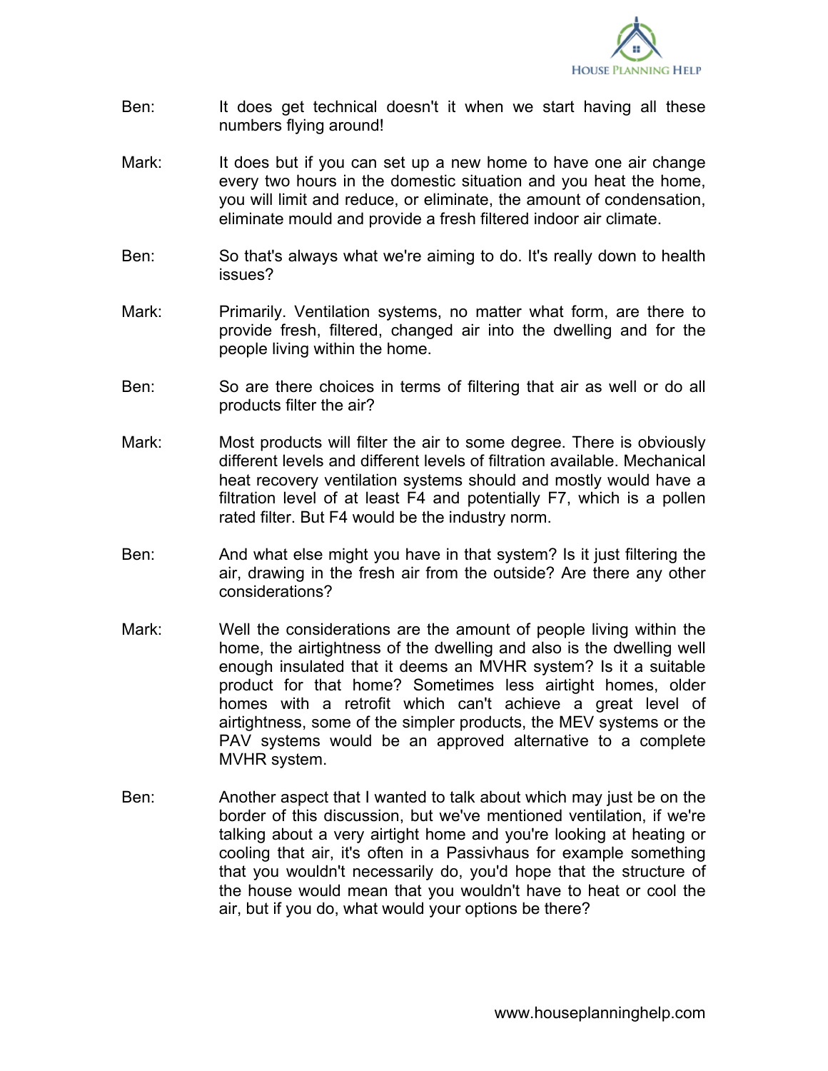Ben: It does get technical doesn't it when we start having all these numbers flying around!

Mark: It does but if you can set up a new home to have one air change every two hours in the domestic situation and you heat the home, you will limit and reduce, or eliminate, the amount of condensation, eliminate mould and provide a fresh filtered indoor air climate.

Ben: So that's always what we're aiming to do. It's really down to health issues?

Mark: Primarily. Ventilation systems, no matter what form, are there to provide fresh, filtered, changed air into the dwelling and for the people living within the home.

Ben: So are there choices in terms of filtering that air as well or do all products filter the air?

Mark: Most products will filter the air to some degree. There is obviously different levels and different levels of filtration available. Mechanical heat recovery ventilation systems should and mostly would have a filtration level of at least F4 and potentially F7, which is a pollen rated filter. But F4 would be the industry norm.

Ben: And what else might you have in that system? Is it just filtering the air, drawing in the fresh air from the outside? Are there any other considerations?

Mark: Well the considerations are the amount of people living within the home, the airtightness of the dwelling and also is the dwelling well enough insulated that it deems an MVHR system? Is it a suitable product for that home? Sometimes less airtight homes, older homes with a retrofit which can't achieve a great level of airtightness, some of the simpler products, the MEV systems or the PAV systems would be an approved alternative to a complete MVHR system.

Ben: Another aspect that I wanted to talk about which may just be on the border of this discussion, but we've mentioned ventilation, if we're talking about a very airtight home and you're looking at heating or cooling that air, it's often in a Passivhaus for example something that you wouldn't necessarily do, you'd hope that the structure of the house would mean that you wouldn't have to heat or cool the air, but if you do, what would your options be there?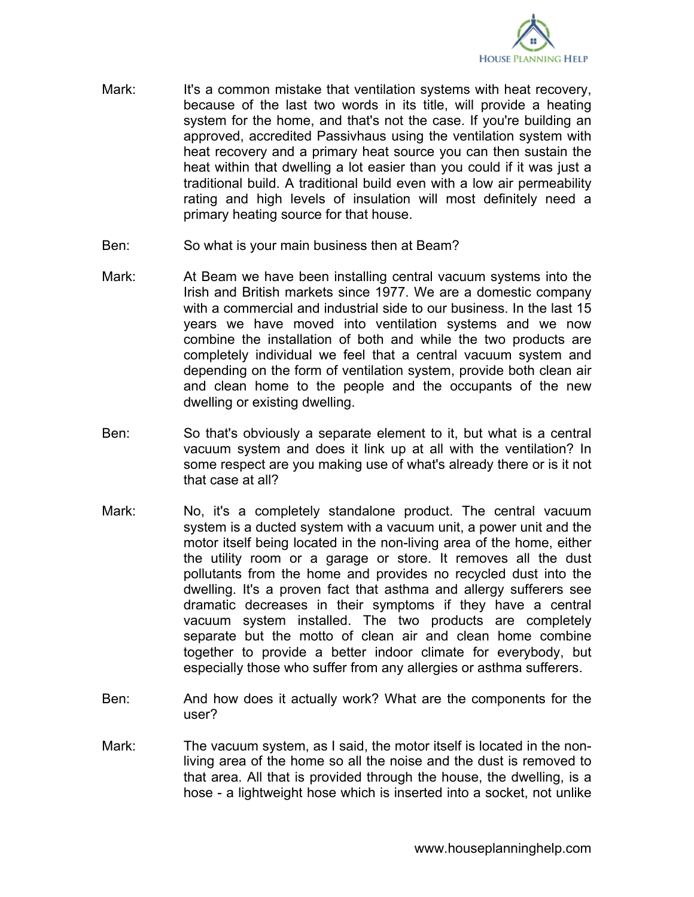Mark: It's a common mistake that ventilation systems with heat recovery, because of the last two words in its title, will provide a heating system for the home, and that's not the case. If you're building an approved, accredited Passivhaus using the ventilation system with heat recovery and a primary heat source you can then sustain the heat within that dwelling a lot easier than you could if it was just a traditional build. A traditional build even with a low air permeability rating and high levels of insulation will most definitely need a primary heating source for that house.

Ben: So what is your main business then at Beam?

Mark: At Beam we have been installing central vacuum systems into the Irish and British markets since 1977. We are a domestic company with a commercial and industrial side to our business. In the last 15 years we have moved into ventilation systems and we now combine the installation of both and while the two products are completely individual we feel that a central vacuum system and depending on the form of ventilation system, provide both clean air and clean home to the people and the occupants of the new dwelling or existing dwelling.

Ben: So that's obviously a separate element to it, but what is a central vacuum system and does it link up at all with the ventilation? In some respect are you making use of what's already there or is it not that case at all?

Mark: No, it's a completely standalone product. The central vacuum system is a ducted system with a vacuum unit, a power unit and the motor itself being located in the non-living area of the home, either the utility room or a garage or store. It removes all the dust pollutants from the home and provides no recycled dust into the dwelling. It's a proven fact that asthma and allergy sufferers see dramatic decreases in their symptoms if they have a central vacuum system installed. The two products are completely separate but the motto of clean air and clean home combine together to provide a better indoor climate for everybody, but especially those who suffer from any allergies or asthma sufferers.

Ben: And how does it actually work? What are the components for the user?

Mark: The vacuum system, as I said, the motor itself is located in the non-living area of the home so all the noise and the dust is removed to that area. All that is provided through the house, the dwelling, is a hose - a lightweight hose which is inserted into a socket, not unlike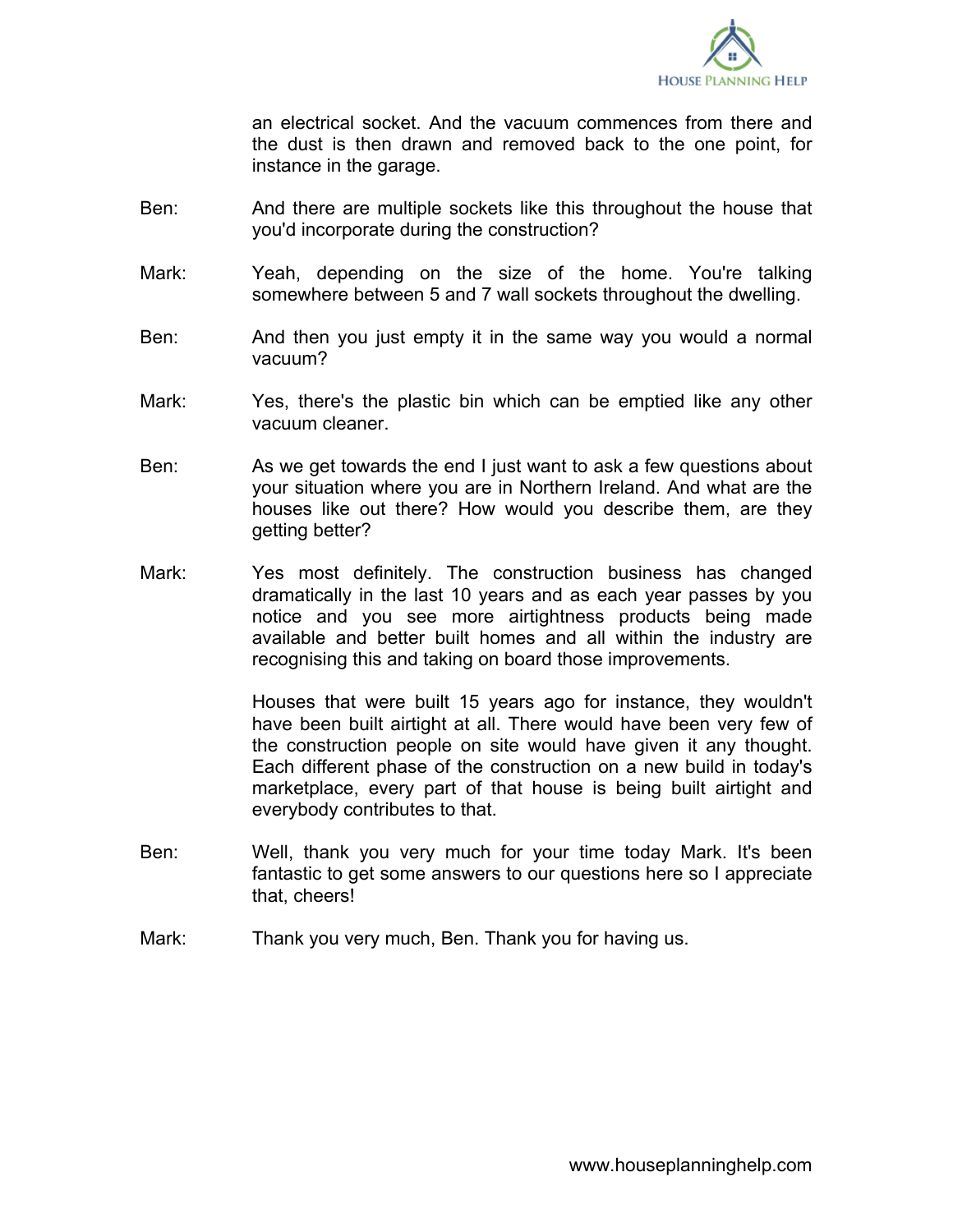an electrical socket. And the vacuum commences from there and the dust is then drawn and removed back to the one point, for instance in the garage.

Ben: And there are multiple sockets like this throughout the house that you'd incorporate during the construction?

Mark: Yeah, depending on the size of the home. You're talking somewhere between 5 and 7 wall sockets throughout the dwelling.

Ben: And then you just empty it in the same way you would a normal vacuum?

Mark: Yes, there's the plastic bin which can be emptied like any other vacuum cleaner.

Ben: As we get towards the end I just want to ask a few questions about your situation where you are in Northern Ireland. And what are the houses like out there? How would you describe them, are they getting better?

Mark: Yes most definitely. The construction business has changed dramatically in the last 10 years and as each year passes by you notice and you see more airtightness products being made available and better built homes and all within the industry are recognising this and taking on board those improvements.

Houses that were built 15 years ago for instance, they wouldn't have been built airtight at all. There would have been very few of the construction people on site would have given it any thought. Each different phase of the construction on a new build in today's marketplace, every part of that house is being built airtight and everybody contributes to that.

Ben: Well, thank you very much for your time today Mark. It's been fantastic to get some answers to our questions here so I appreciate that, cheers!

Mark: Thank you very much, Ben. Thank you for having us.